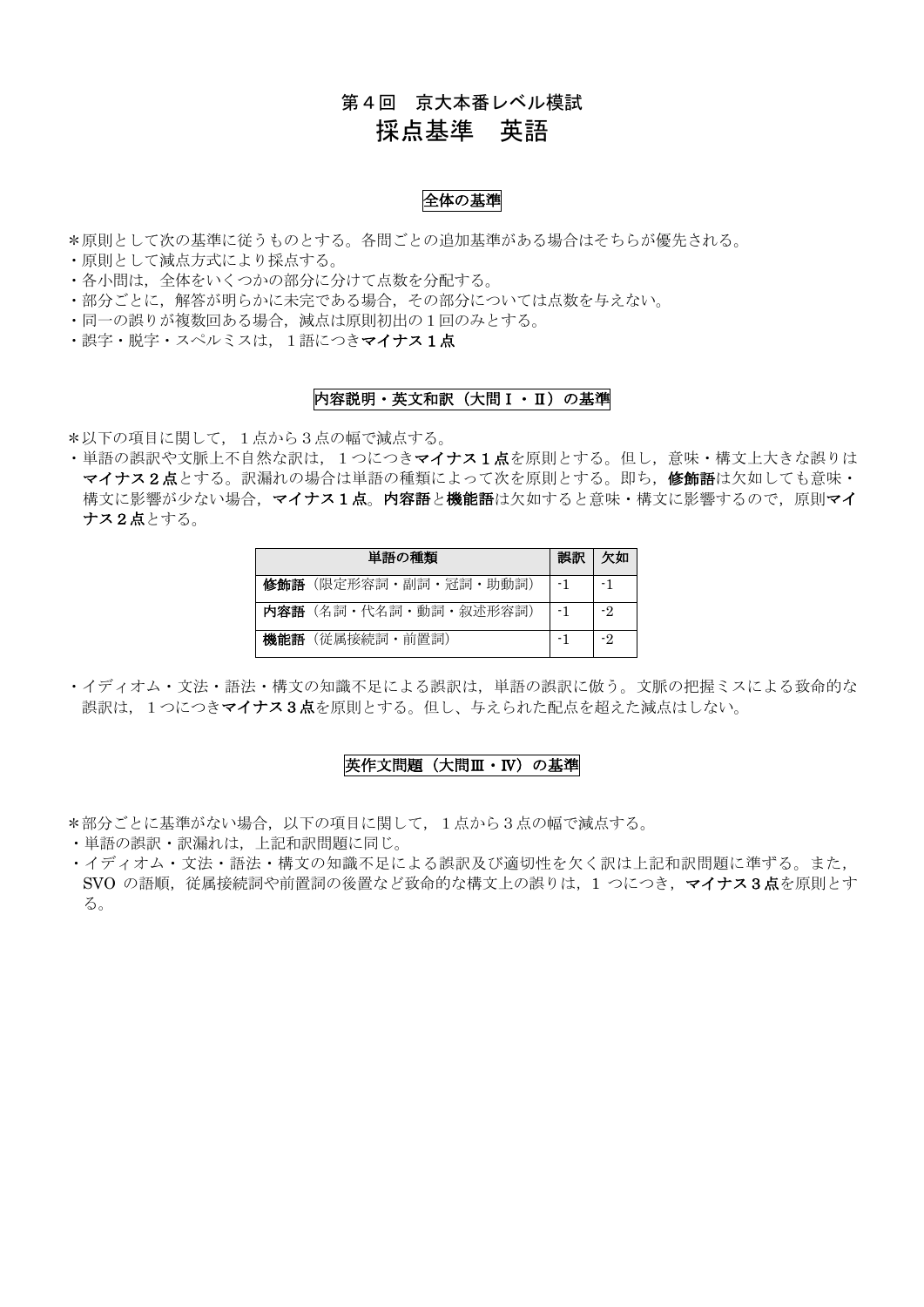# 第４回　京大本番レベル模試
# 採点基準　英語

## 全体の基準

＊原則として次の基準に従うものとする。各問ごとの追加基準がある場合はそちらが優先される。
・原則として減点方式により採点する。
・各小問は，全体をいくつかの部分に分けて点数を分配する。
・部分ごとに，解答が明らかに未完である場合，その部分については点数を与えない。
・同一の誤りが複数回ある場合，減点は原則初出の１回のみとする。
・誤字・脱字・スペルミスは，１語につき**マイナス１点**

## 内容説明・英文和訳（大問Ⅰ・Ⅱ）の基準

＊以下の項目に関して，１点から３点の幅で減点する。
・単語の誤訳や文脈上不自然な訳は，１つにつき**マイナス１点**を原則とする。但し，意味・構文上大きな誤りは**マイナス２点**とする。訳漏れの場合は単語の種類によって次を原則とする。即ち，**修飾語**は欠如しても意味・構文に影響が少ない場合，**マイナス１点**。**内容語**と**機能語**は欠如すると意味・構文に影響するので，原則**マイナス２点**とする。

| 単語の種類 | 誤訳 | 欠如 |
| --- | --- | --- |
| **修飾語**（限定形容詞・副詞・冠詞・助動詞） | -1 | -1 |
| **内容語**（名詞・代名詞・動詞・叙述形容詞） | -1 | -2 |
| **機能語**（従属接続詞・前置詞） | -1 | -2 |

・イディオム・文法・語法・構文の知識不足による誤訳は，単語の誤訳に倣う。文脈の把握ミスによる致命的な誤訳は，１つにつき**マイナス３点**を原則とする。但し、与えられた配点を超えた減点はしない。

## 英作文問題（大問Ⅲ・Ⅳ）の基準

＊部分ごとに基準がない場合，以下の項目に関して，１点から３点の幅で減点する。
・単語の誤訳・訳漏れは，上記和訳問題に同じ。
・イディオム・文法・語法・構文の知識不足による誤訳及び適切性を欠く訳は上記和訳問題に準ずる。また，SVO の語順，従属接続詞や前置詞の後置など致命的な構文上の誤りは，1 つにつき，**マイナス３点**を原則とする。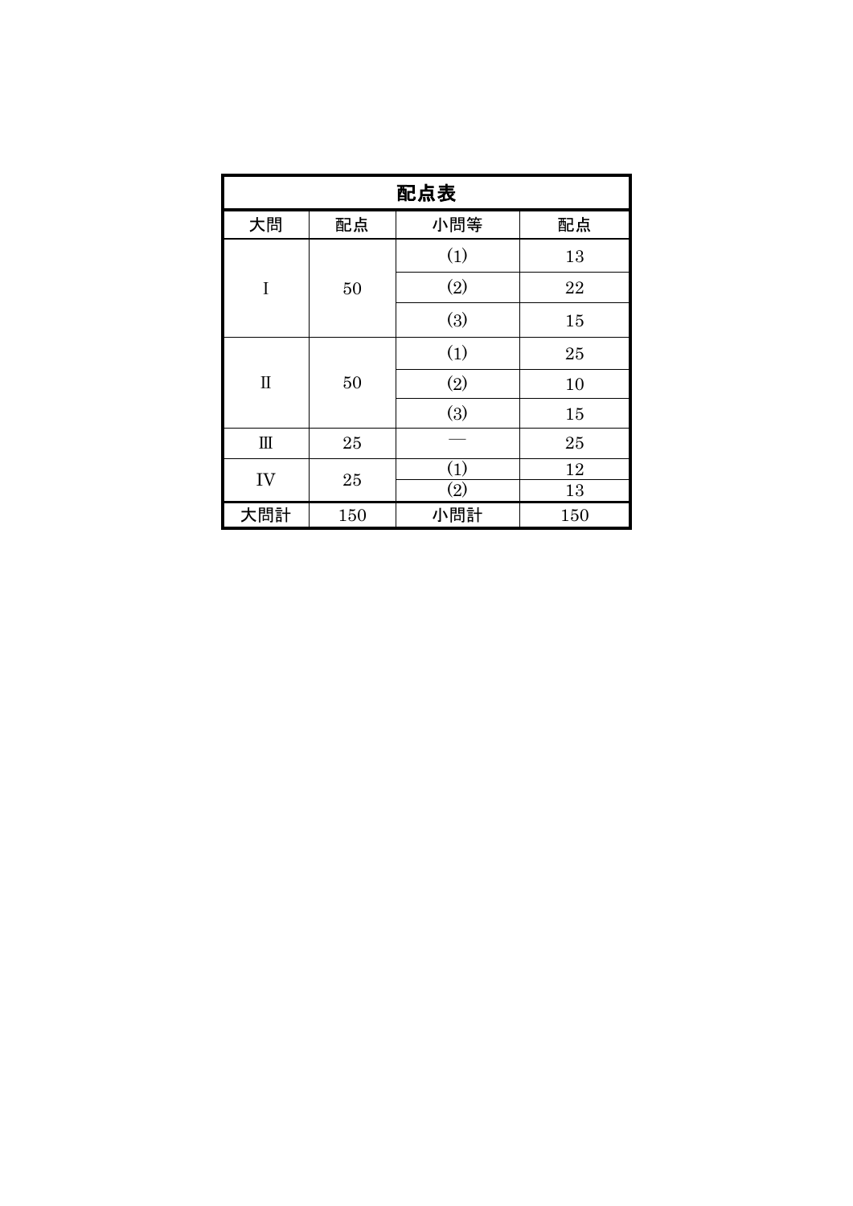# 配点表

| 大問 | 配点 | 小問等 | 配点 |
|---|---|---|---|
| I | 50 | (1) | 13 |
| | | (2) | 22 |
| | | (3) | 15 |
| II | 50 | (1) | 25 |
| | | (2) | 10 |
| | | (3) | 15 |
| III | 25 | — | 25 |
| IV | 25 | (1) | 12 |
| | | (2) | 13 |
| 大問計 | 150 | 小問計 | 150 |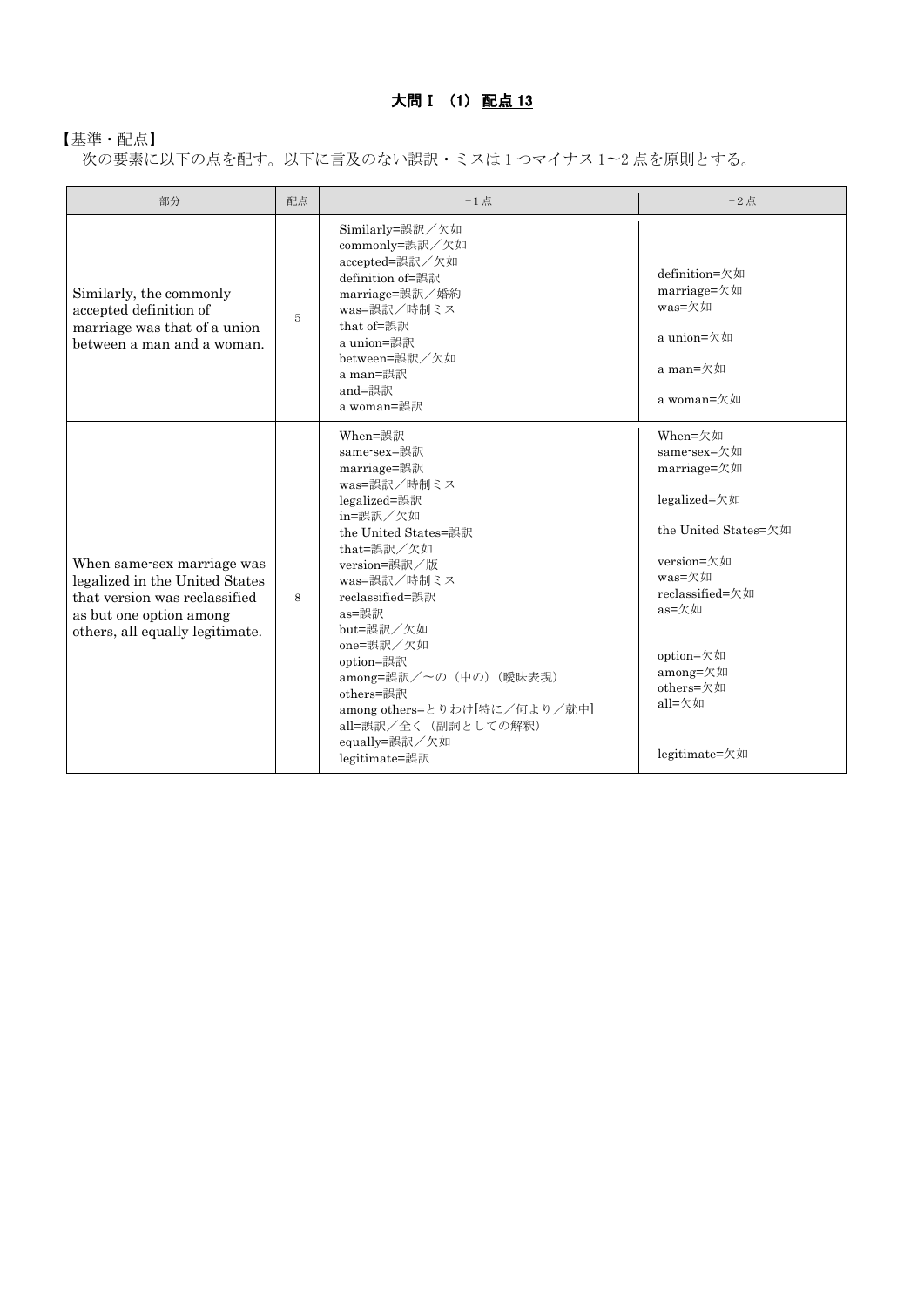## 大問Ⅰ (1) 配点 13

【基準・配点】

次の要素に以下の点を配す。以下に言及のない誤訳・ミスは 1 つマイナス 1〜2 点を原則とする。

| 部分 | 配点 | −1 点 | −2 点 |
|---|---|---|---|
| Similarly, the commonly accepted definition of marriage was that of a union between a man and a woman. | 5 | Similarly=誤訳／欠如<br>commonly=誤訳／欠如<br>accepted=誤訳／欠如<br>definition of=誤訳<br>marriage=誤訳／婚約<br>was=誤訳／時制ミス<br>that of=誤訳<br>a union=誤訳<br>between=誤訳／欠如<br>a man=誤訳<br>and=誤訳<br>a woman=誤訳 | definition=欠如<br>marriage=欠如<br>was=欠如<br>a union=欠如<br>a man=欠如<br>a woman=欠如 |
| When same-sex marriage was legalized in the United States that version was reclassified as but one option among others, all equally legitimate. | 8 | When=誤訳<br>same-sex=誤訳<br>marriage=誤訳<br>was=誤訳／時制ミス<br>legalized=誤訳<br>in=誤訳／欠如<br>the United States=誤訳<br>that=誤訳／欠如<br>version=誤訳／版<br>was=誤訳／時制ミス<br>reclassified=誤訳<br>as=誤訳<br>but=誤訳／欠如<br>one=誤訳／欠如<br>option=誤訳<br>among=誤訳／〜の（中の）（曖昧表現）<br>others=誤訳<br>among others=とりわけ[特に／何より／就中]<br>all=誤訳／全く（副詞としての解釈）<br>equally=誤訳／欠如<br>legitimate=誤訳 | When=欠如<br>same-sex=欠如<br>marriage=欠如<br>legalized=欠如<br>the United States=欠如<br>version=欠如<br>was=欠如<br>reclassified=欠如<br>as=欠如<br>option=欠如<br>among=欠如<br>others=欠如<br>all=欠如<br>legitimate=欠如 |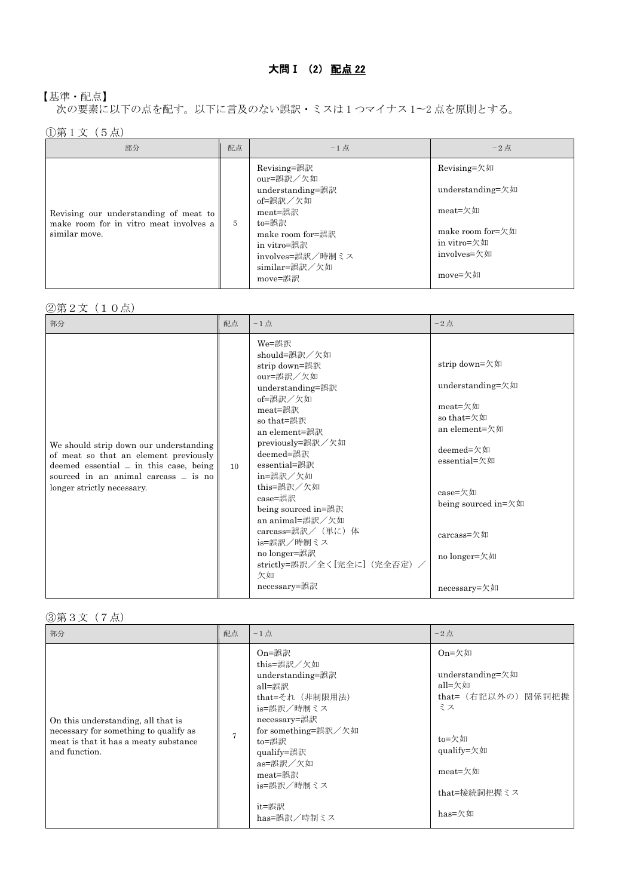## 大問 I （2） 配点 22

【基準・配点】
次の要素に以下の点を配す。以下に言及のない誤訳・ミスは 1 つマイナス 1〜2 点を原則とする。

①第 1 文（5 点）

| 部分 | 配点 | −1 点 | −2 点 |
|---|---|---|---|
| Revising our understanding of meat to make room for in vitro meat involves a similar move. | 5 | Revising=誤訳<br>our=誤訳／欠如<br>understanding=誤訳<br>of=誤訳／欠如<br>meat=誤訳<br>to=誤訳<br>make room for=誤訳<br>in vitro=誤訳<br>involves=誤訳／時制ミス<br>similar=誤訳／欠如<br>move=誤訳 | Revising=欠如<br>understanding=欠如<br>meat=欠如<br>make room for=欠如<br>in vitro=欠如<br>involves=欠如<br>move=欠如 |

②第 2 文（１０点）

| 部分 | 配点 | −1 点 | −2 点 |
|---|---|---|---|
| We should strip down our understanding of meat so that an element previously deemed essential — in this case, being sourced in an animal carcass — is no longer strictly necessary. | 10 | We=誤訳<br>should=誤訳／欠如<br>strip down=誤訳<br>our=誤訳／欠如<br>understanding=誤訳<br>of=誤訳／欠如<br>meat=誤訳<br>so that=誤訳<br>an element=誤訳<br>previously=誤訳／欠如<br>deemed=誤訳<br>essential=誤訳<br>in=誤訳／欠如<br>this=誤訳／欠如<br>case=誤訳<br>being sourced in=誤訳<br>an animal=誤訳／欠如<br>carcass=誤訳／（単に）体<br>is=誤訳／時制ミス<br>no longer=誤訳<br>strictly=誤訳／全く[完全に]（完全否定）／欠如<br>necessary=誤訳 | strip down=欠如<br>understanding=欠如<br>meat=欠如<br>so that=欠如<br>an element=欠如<br>deemed=欠如<br>essential=欠如<br>case=欠如<br>being sourced in=欠如<br>carcass=欠如<br>no longer=欠如<br>necessary=欠如 |

③第 3 文（7 点）

| 部分 | 配点 | −1 点 | −2 点 |
|---|---|---|---|
| On this understanding, all that is necessary for something to qualify as meat is that it has a meaty substance and function. | 7 | On=誤訳<br>this=誤訳／欠如<br>understanding=誤訳<br>all=誤訳<br>that=それ（非制限用法）<br>is=誤訳／時制ミス<br>necessary=誤訳<br>for something=誤訳／欠如<br>to=誤訳<br>qualify=誤訳<br>as=誤訳／欠如<br>meat=誤訳<br>is=誤訳／時制ミス<br>it=誤訳<br>has=誤訳／時制ミス | On=欠如<br>understanding=欠如<br>all=欠如<br>that=（右記以外の）関係詞把握ミス<br>to=欠如<br>qualify=欠如<br>meat=欠如<br>that=接続詞把握ミス<br>has=欠如 |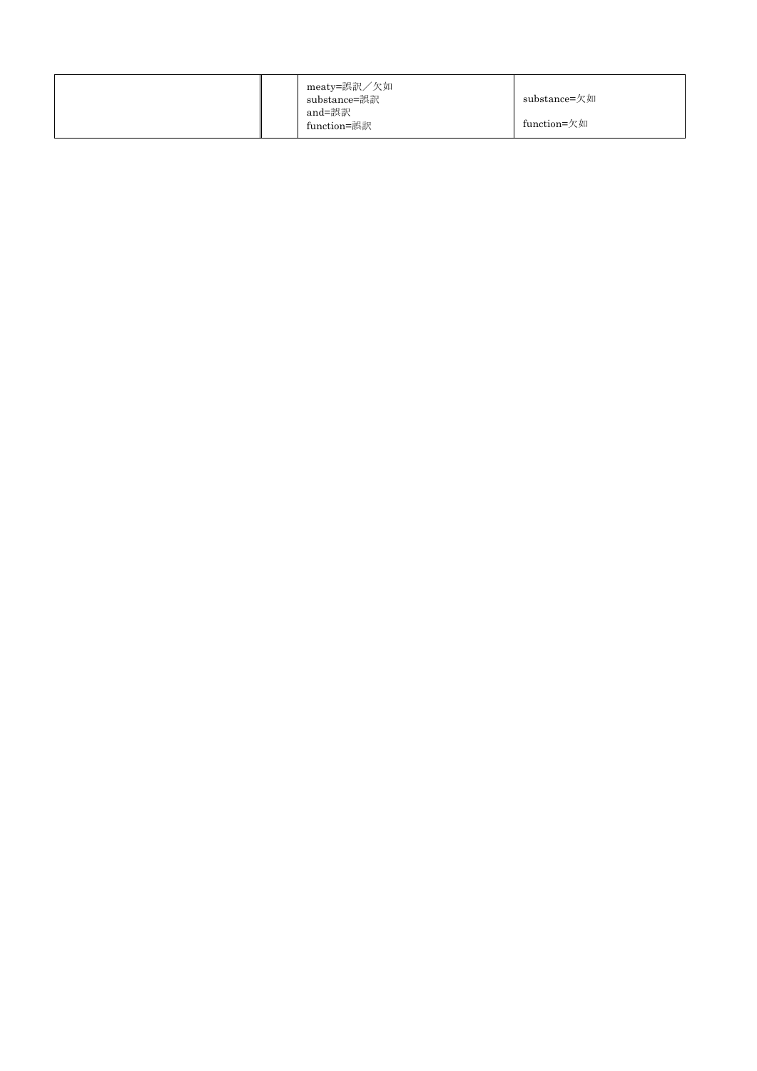| | | | |
|---|---|---|---|
| | | meaty=誤訳／欠如<br>substance=誤訳<br>and=誤訳<br>function=誤訳 | substance=欠如<br><br>function=欠如 |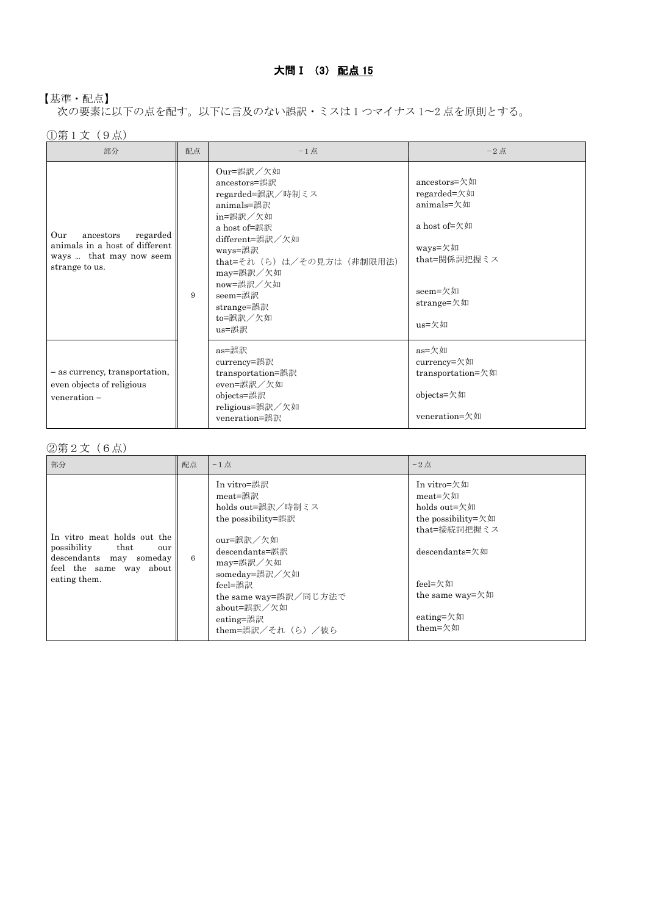## 大問Ｉ （3） 配点 15

【基準・配点】
次の要素に以下の点を配す。以下に言及のない誤訳・ミスは１つマイナス 1〜2 点を原則とする。

①第１文（９点）

| 部分 | 配点 | −1 点 | −2 点 |
|---|---|---|---|
| Our ancestors regarded animals in a host of different ways … that may now seem strange to us. | 9 | Our=誤訳／欠如<br>ancestors=誤訳<br>regarded=誤訳／時制ミス<br>animals=誤訳<br>in=誤訳／欠如<br>a host of=誤訳<br>different=誤訳／欠如<br>ways=誤訳<br>that=それ（ら）は／その見方は（非制限用法）<br>may=誤訳／欠如<br>now=誤訳／欠如<br>seem=誤訳<br>strange=誤訳<br>to=誤訳／欠如<br>us=誤訳 | ancestors=欠如<br>regarded=欠如<br>animals=欠如<br><br>a host of=欠如<br><br>ways=欠如<br>that=関係詞把握ミス<br><br><br>seem=欠如<br>strange=欠如<br><br>us=欠如 |
| – as currency, transportation, even objects of religious veneration – | | as=誤訳<br>currency=誤訳<br>transportation=誤訳<br>even=誤訳／欠如<br>objects=誤訳<br>religious=誤訳／欠如<br>veneration=誤訳 | as=欠如<br>currency=欠如<br>transportation=欠如<br><br>objects=欠如<br><br>veneration=欠如 |

②第２文（６点）

| 部分 | 配点 | −1 点 | −2 点 |
|---|---|---|---|
| In vitro meat holds out the possibility that our descendants may someday feel the same way about eating them. | 6 | In vitro=誤訳<br>meat=誤訳<br>holds out=誤訳／時制ミス<br>the possibility=誤訳<br><br>our=誤訳／欠如<br>descendants=誤訳<br>may=誤訳／欠如<br>someday=誤訳／欠如<br>feel=誤訳<br>the same way=誤訳／同じ方法で<br>about=誤訳／欠如<br>eating=誤訳<br>them=誤訳／それ（ら）／彼ら | In vitro=欠如<br>meat=欠如<br>holds out=欠如<br>the possibility=欠如<br>that=接続詞把握ミス<br><br>descendants=欠如<br><br><br>feel=欠如<br>the same way=欠如<br><br>eating=欠如<br>them=欠如 |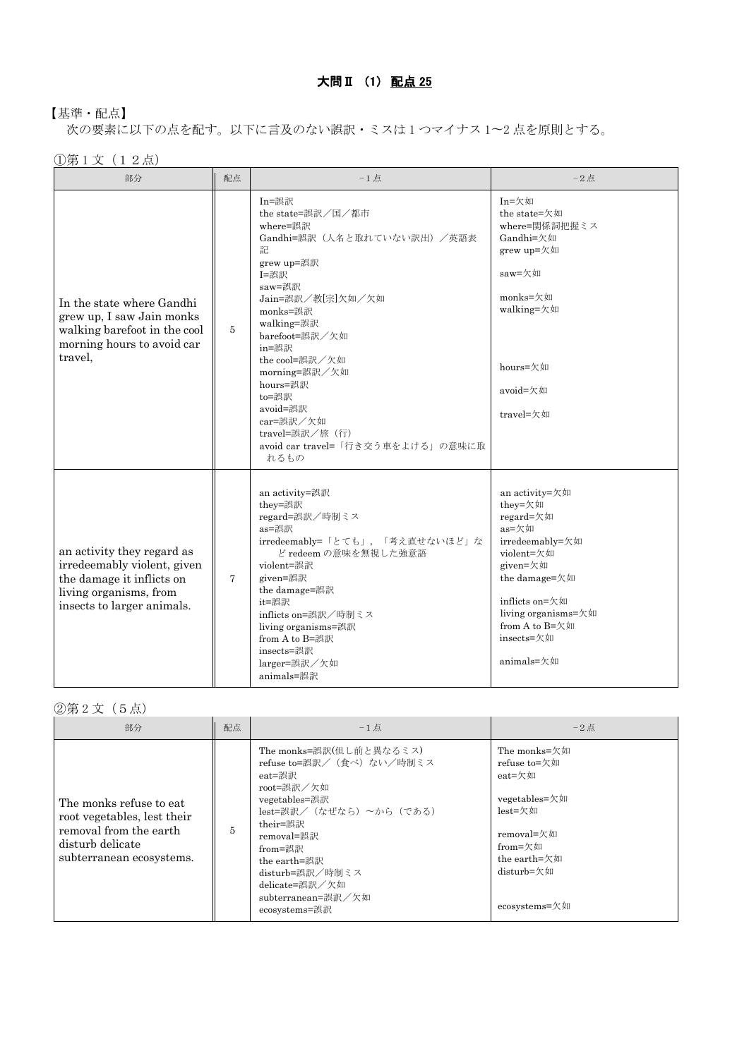# 大問Ⅱ (1) 配点 25

【基準・配点】

次の要素に以下の点を配す。以下に言及のない誤訳・ミスは１つマイナス 1〜2 点を原則とする。

①第１文（１２点）

| 部分 | 配点 | −1 点 | −2 点 |
|---|---|---|---|
| In the state where Gandhi grew up, I saw Jain monks walking barefoot in the cool morning hours to avoid car travel, | 5 | In=誤訳<br>the state=誤訳／国／都市<br>where=誤訳<br>Gandhi=誤訳（人名と取れていない訳出）／英語表記<br>grew up=誤訳<br>I=誤訳<br>saw=誤訳<br>Jain=誤訳／教[宗]欠如／欠如<br>monks=誤訳<br>walking=誤訳<br>barefoot=誤訳／欠如<br>in=誤訳<br>the cool=誤訳／欠如<br>morning=誤訳／欠如<br>hours=誤訳<br>to=誤訳<br>avoid=誤訳<br>car=誤訳／欠如<br>travel=誤訳／旅（行）<br>avoid car travel=「行き交う車をよける」の意味に取れるもの | In=欠如<br>the state=欠如<br>where=関係詞把握ミス<br>Gandhi=欠如<br>grew up=欠如<br>saw=欠如<br>monks=欠如<br>walking=欠如<br>hours=欠如<br>avoid=欠如<br>travel=欠如 |
| an activity they regard as irredeemably violent, given the damage it inflicts on living organisms, from insects to larger animals. | 7 | an activity=誤訳<br>they=誤訳<br>regard=誤訳／時制ミス<br>as=誤訳<br>irredeemably=「とても」，「考え直せないほど」など redeem の意味を無視した強意語<br>violent=誤訳<br>given=誤訳<br>the damage=誤訳<br>it=誤訳<br>inflicts on=誤訳／時制ミス<br>living organisms=誤訳<br>from A to B=誤訳<br>insects=誤訳<br>larger=誤訳／欠如<br>animals=誤訳 | an activity=欠如<br>they=欠如<br>regard=欠如<br>as=欠如<br>irredeemably=欠如<br>violent=欠如<br>given=欠如<br>the damage=欠如<br>inflicts on=欠如<br>living organisms=欠如<br>from A to B=欠如<br>insects=欠如<br>animals=欠如 |

②第２文（５点）

| 部分 | 配点 | −1 点 | −2 点 |
|---|---|---|---|
| The monks refuse to eat root vegetables, lest their removal from the earth disturb delicate subterranean ecosystems. | 5 | The monks=誤訳(但し前と異なるミス)<br>refuse to=誤訳／（食べ）ない／時制ミス<br>eat=誤訳<br>root=誤訳／欠如<br>vegetables=誤訳<br>lest=誤訳／（なぜなら）〜から（である）<br>their=誤訳<br>removal=誤訳<br>from=誤訳<br>the earth=誤訳<br>disturb=誤訳／時制ミス<br>delicate=誤訳／欠如<br>subterranean=誤訳／欠如<br>ecosystems=誤訳 | The monks=欠如<br>refuse to=欠如<br>eat=欠如<br>vegetables=欠如<br>lest=欠如<br>removal=欠如<br>from=欠如<br>the earth=欠如<br>disturb=欠如<br>ecosystems=欠如 |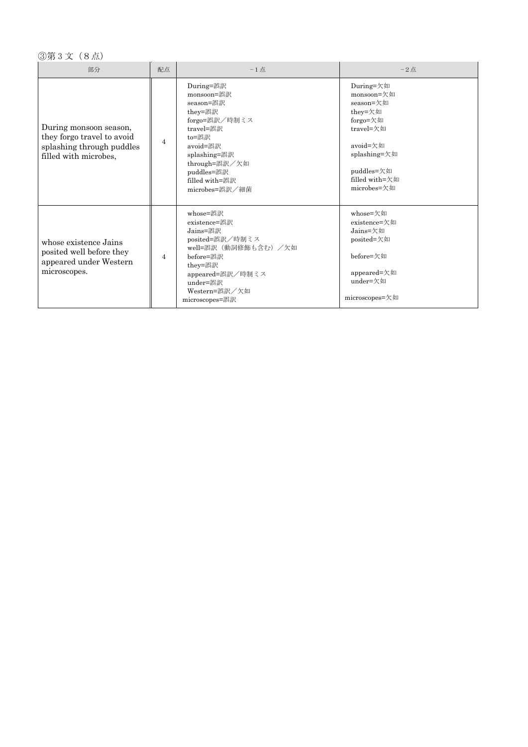③第３文（８点）

| 部分 | 配点 | －1点 | －2点 |
|---|---|---|---|
| During monsoon season, they forgo travel to avoid splashing through puddles filled with microbes, | 4 | During=誤訳<br>monsoon=誤訳<br>season=誤訳<br>they=誤訳<br>forgo=誤訳／時制ミス<br>travel=誤訳<br>to=誤訳<br>avoid=誤訳<br>splashing=誤訳<br>through=誤訳／欠如<br>puddles=誤訳<br>filled with=誤訳<br>microbes=誤訳／細菌 | During=欠如<br>monsoon=欠如<br>season=欠如<br>they=欠如<br>forgo=欠如<br>travel=欠如<br><br>avoid=欠如<br>splashing=欠如<br><br>puddles=欠如<br>filled with=欠如<br>microbes=欠如 |
| whose existence Jains posited well before they appeared under Western microscopes. | 4 | whose=誤訳<br>existence=誤訳<br>Jains=誤訳<br>posited=誤訳／時制ミス<br>well=誤訳（動詞修飾も含む）／欠如<br>before=誤訳<br>they=誤訳<br>appeared=誤訳／時制ミス<br>under=誤訳<br>Western=誤訳／欠如<br>microscopes=誤訳 | whose=欠如<br>existence=欠如<br>Jains=欠如<br>posited=欠如<br><br>before=欠如<br><br>appeared=欠如<br>under=欠如<br><br>microscopes=欠如 |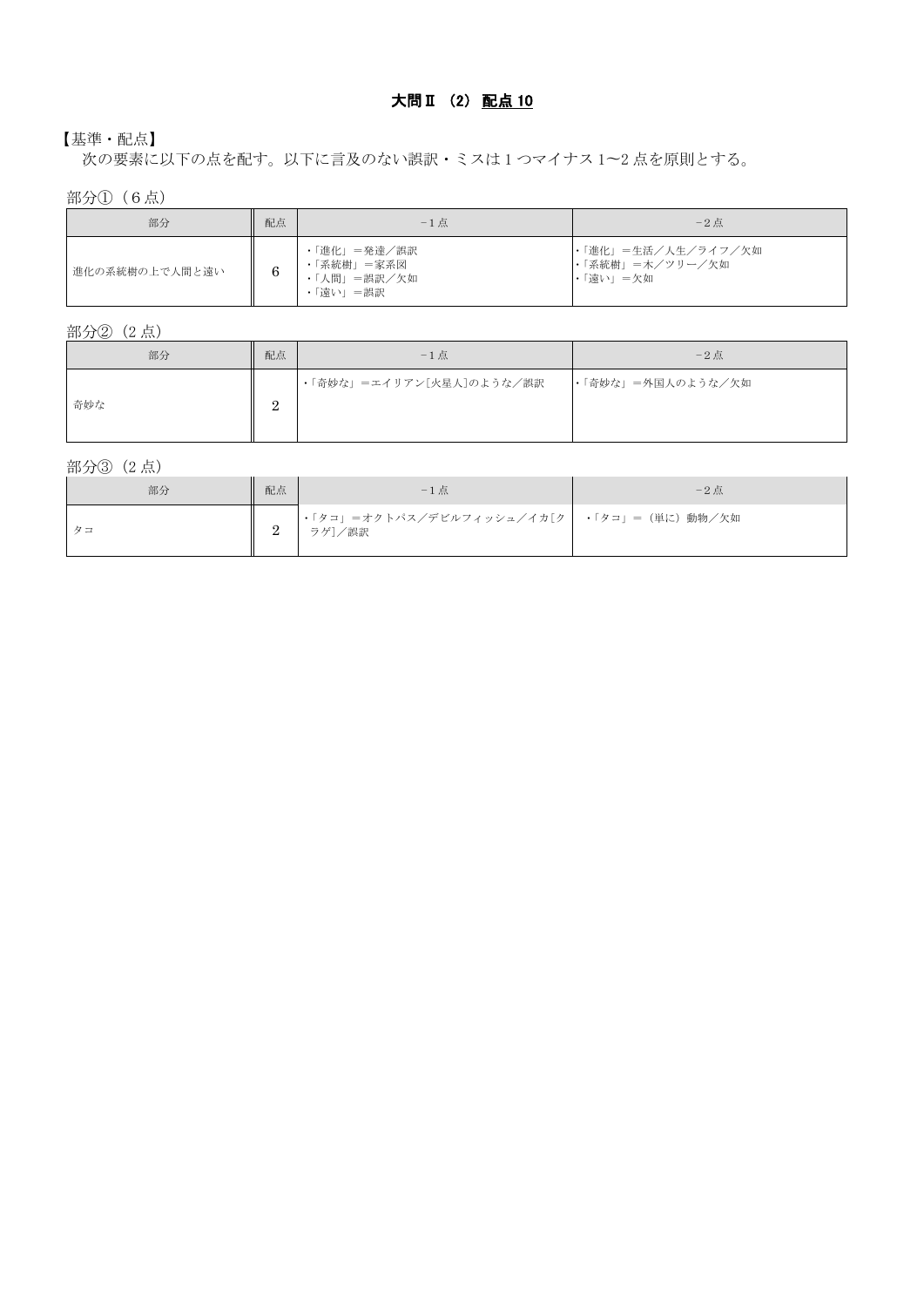## 大問Ⅱ （2） 配点 10

【基準・配点】
　次の要素に以下の点を配す。以下に言及のない誤訳・ミスは 1 つマイナス 1〜2 点を原則とする。

部分①（6 点）

| 部分 | 配点 | −1 点 | −2 点 |
|---|---|---|---|
| 進化の系統樹の上で人間と遠い | 6 | ・「進化」＝発達／誤訳<br>・「系統樹」＝家系図<br>・「人間」＝誤訳／欠如<br>・「遠い」＝誤訳 | ・「進化」＝生活／人生／ライフ／欠如<br>・「系統樹」＝木／ツリー／欠如<br>・「遠い」＝欠如 |

部分②（2 点）

| 部分 | 配点 | −1 点 | −2 点 |
|---|---|---|---|
| 奇妙な | 2 | ・「奇妙な」＝エイリアン[火星人]のような／誤訳 | ・「奇妙な」＝外国人のような／欠如 |

部分③（2 点）

| 部分 | 配点 | −1 点 | −2 点 |
|---|---|---|---|
| タコ | 2 | ・「タコ」＝オクトパス／デビルフィッシュ／イカ[クラゲ]／誤訳 | ・「タコ」＝（単に）動物／欠如 |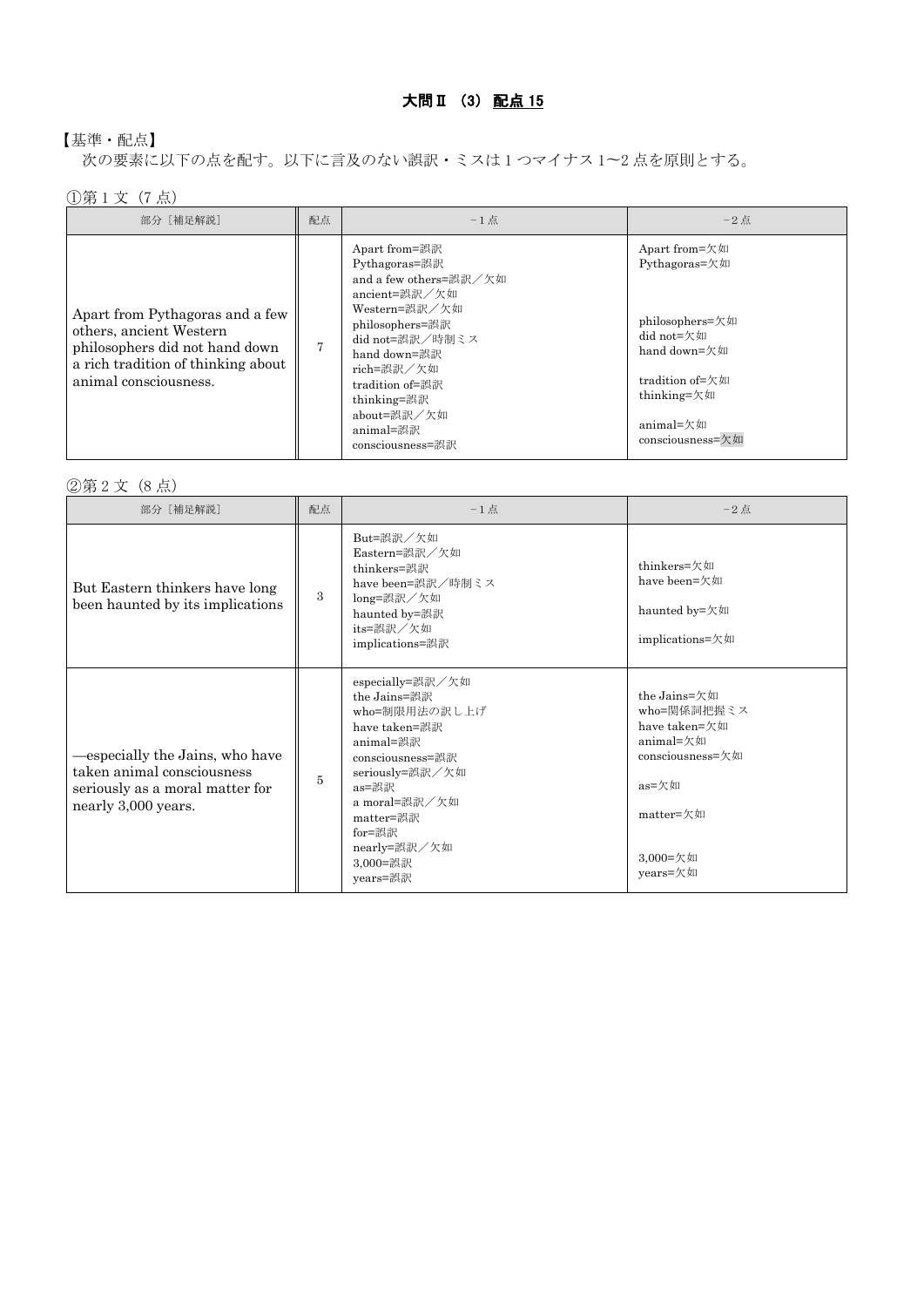## 大問Ⅱ (3) 配点 15

【基準・配点】
次の要素に以下の点を配す。以下に言及のない誤訳・ミスは1つマイナス1〜2点を原則とする。

①第1文（7点）

| 部分［補足解説］ | 配点 | −1点 | −2点 |
|---|---|---|---|
| Apart from Pythagoras and a few others, ancient Western philosophers did not hand down a rich tradition of thinking about animal consciousness. | 7 | Apart from=誤訳<br>Pythagoras=誤訳<br>and a few others=誤訳／欠如<br>ancient=誤訳／欠如<br>Western=誤訳／欠如<br>philosophers=誤訳<br>did not=誤訳／時制ミス<br>hand down=誤訳<br>rich=誤訳／欠如<br>tradition of=誤訳<br>thinking=誤訳<br>about=誤訳／欠如<br>animal=誤訳<br>consciousness=誤訳 | Apart from=欠如<br>Pythagoras=欠如<br>philosophers=欠如<br>did not=欠如<br>hand down=欠如<br>tradition of=欠如<br>thinking=欠如<br>animal=欠如<br>consciousness=欠如 |

②第2文（8点）

| 部分［補足解説］ | 配点 | −1点 | −2点 |
|---|---|---|---|
| But Eastern thinkers have long been haunted by its implications | 3 | But=誤訳／欠如<br>Eastern=誤訳／欠如<br>thinkers=誤訳<br>have been=誤訳／時制ミス<br>long=誤訳／欠如<br>haunted by=誤訳<br>its=誤訳／欠如<br>implications=誤訳 | thinkers=欠如<br>have been=欠如<br>haunted by=欠如<br>implications=欠如 |
| —especially the Jains, who have taken animal consciousness seriously as a moral matter for nearly 3,000 years. | 5 | especially=誤訳／欠如<br>the Jains=誤訳<br>who=制限用法の訳し上げ<br>have taken=誤訳<br>animal=誤訳<br>consciousness=誤訳<br>seriously=誤訳／欠如<br>as=誤訳<br>a moral=誤訳／欠如<br>matter=誤訳<br>for=誤訳<br>nearly=誤訳／欠如<br>3,000=誤訳<br>years=誤訳 | the Jains=欠如<br>who=関係詞把握ミス<br>have taken=欠如<br>animal=欠如<br>consciousness=欠如<br>as=欠如<br>matter=欠如<br>3,000=欠如<br>years=欠如 |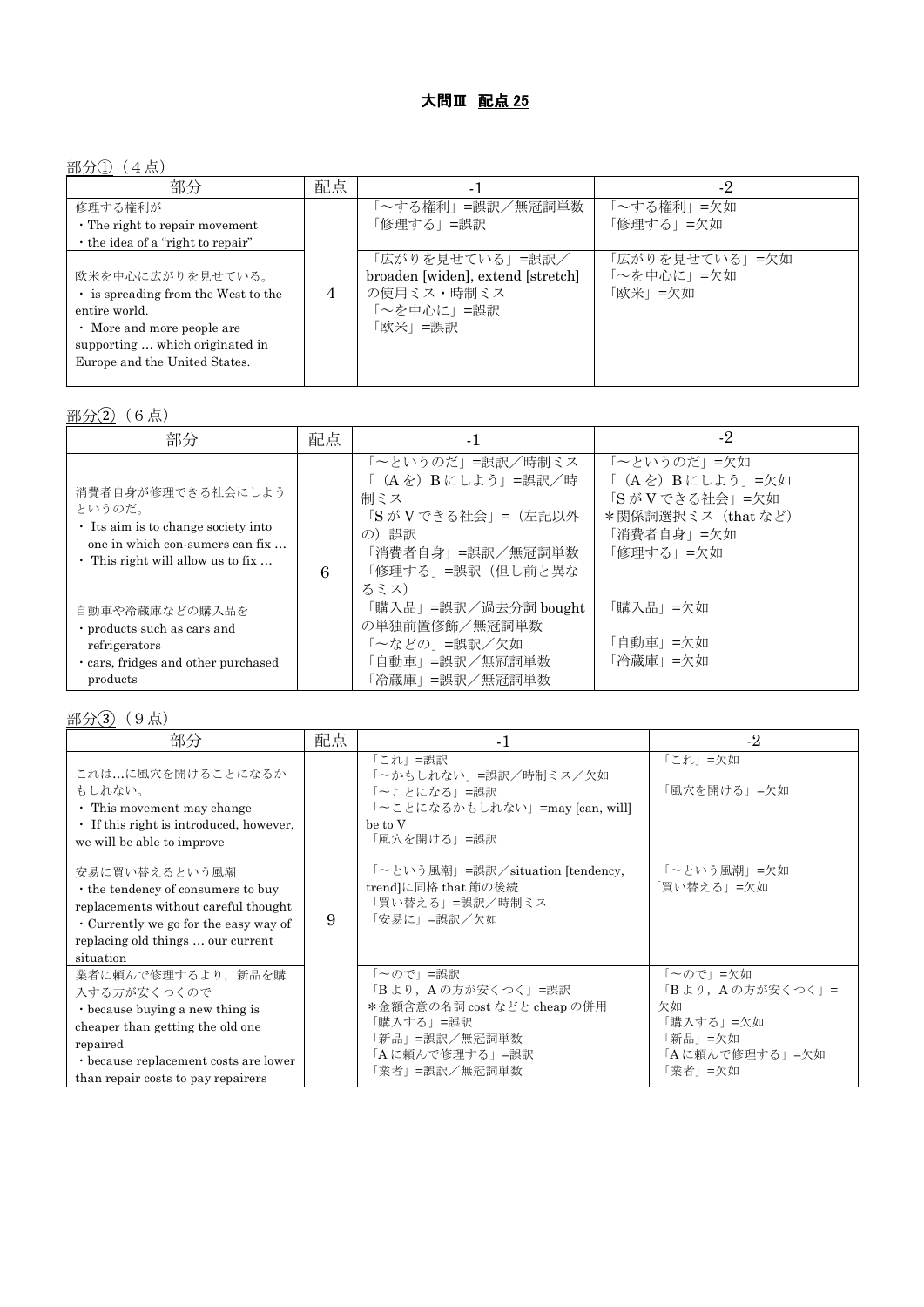# 大問Ⅲ　配点 25

部分①（4点）

| 部分 | 配点 | -1 | -2 |
|---|---|---|---|
| 修理する権利が<br>・The right to repair movement<br>・the idea of a "right to repair" | 4 | 「～する権利」=誤訳／無冠詞単数<br>「修理する」=誤訳 | 「～する権利」=欠如<br>「修理する」=欠如 |
| 欧米を中心に広がりを見せている。<br>・ is spreading from the West to the entire world.<br>・ More and more people are supporting … which originated in Europe and the United States. | | 「広がりを見せている」=誤訳／broaden [widen], extend [stretch]の使用ミス・時制ミス<br>「～を中心に」=誤訳<br>「欧米」=誤訳 | 「広がりを見せている」=欠如<br>「～を中心に」=欠如<br>「欧米」=欠如 |

部分②（6点）

| 部分 | 配点 | -1 | -2 |
|---|---|---|---|
| 消費者自身が修理できる社会にしようというのだ。<br>・ Its aim is to change society into one in which con-sumers can fix …<br>・ This right will allow us to fix … | 6 | 「～というのだ」=誤訳／時制ミス<br>「（Aを）Bにしよう」=誤訳／時制ミス<br>「SがVできる社会」=（左記以外の）誤訳<br>「消費者自身」=誤訳／無冠詞単数<br>「修理する」=誤訳（但し前と異なるミス） | 「～というのだ」=欠如<br>「（Aを）Bにしよう」=欠如<br>「SがVできる社会」=欠如<br>＊関係詞選択ミス（that など）<br>「消費者自身」=欠如<br>「修理する」=欠如 |
| 自動車や冷蔵庫などの購入品を<br>・products such as cars and refrigerators<br>・cars, fridges and other purchased products | | 「購入品」=誤訳／過去分詞 bought の単独前置修飾／無冠詞単数<br>「～などの」=誤訳／欠如<br>「自動車」=誤訳／無冠詞単数<br>「冷蔵庫」=誤訳／無冠詞単数 | 「購入品」=欠如<br><br>「自動車」=欠如<br>「冷蔵庫」=欠如 |

部分③（9点）

| 部分 | 配点 | -1 | -2 |
|---|---|---|---|
| これは…に風穴を開けることになるかもしれない。<br>・ This movement may change<br>・ If this right is introduced, however, we will be able to improve | 9 | 「これ」=誤訳<br>「～かもしれない」=誤訳／時制ミス／欠如<br>「～ことになる」=誤訳<br>「～ことになるかもしれない」=may [can, will] be to V<br>「風穴を開ける」=誤訳 | 「これ」=欠如<br><br>「風穴を開ける」=欠如 |
| 安易に買い替えるという風潮<br>・the tendency of consumers to buy replacements without careful thought<br>・Currently we go for the easy way of replacing old things … our current situation | | 「～という風潮」=誤訳／situation [tendency, trend]に同格 that 節の後続<br>「買い替える」=誤訳／時制ミス<br>「安易に」=誤訳／欠如 | 「～という風潮」=欠如<br>「買い替える」=欠如 |
| 業者に頼んで修理するより，新品を購入する方が安くつくので<br>・because buying a new thing is cheaper than getting the old one repaired<br>・because replacement costs are lower than repair costs to pay repairers | | 「～ので」=誤訳<br>「Bより，Aの方が安くつく」=誤訳<br>＊金額含意の名詞 cost などと cheap の併用<br>「購入する」=誤訳<br>「新品」=誤訳／無冠詞単数<br>「Aに頼んで修理する」=誤訳<br>「業者」=誤訳／無冠詞単数 | 「～ので」=欠如<br>「Bより，Aの方が安くつく」=欠如<br>「購入する」=欠如<br>「新品」=欠如<br>「Aに頼んで修理する」=欠如<br>「業者」=欠如 |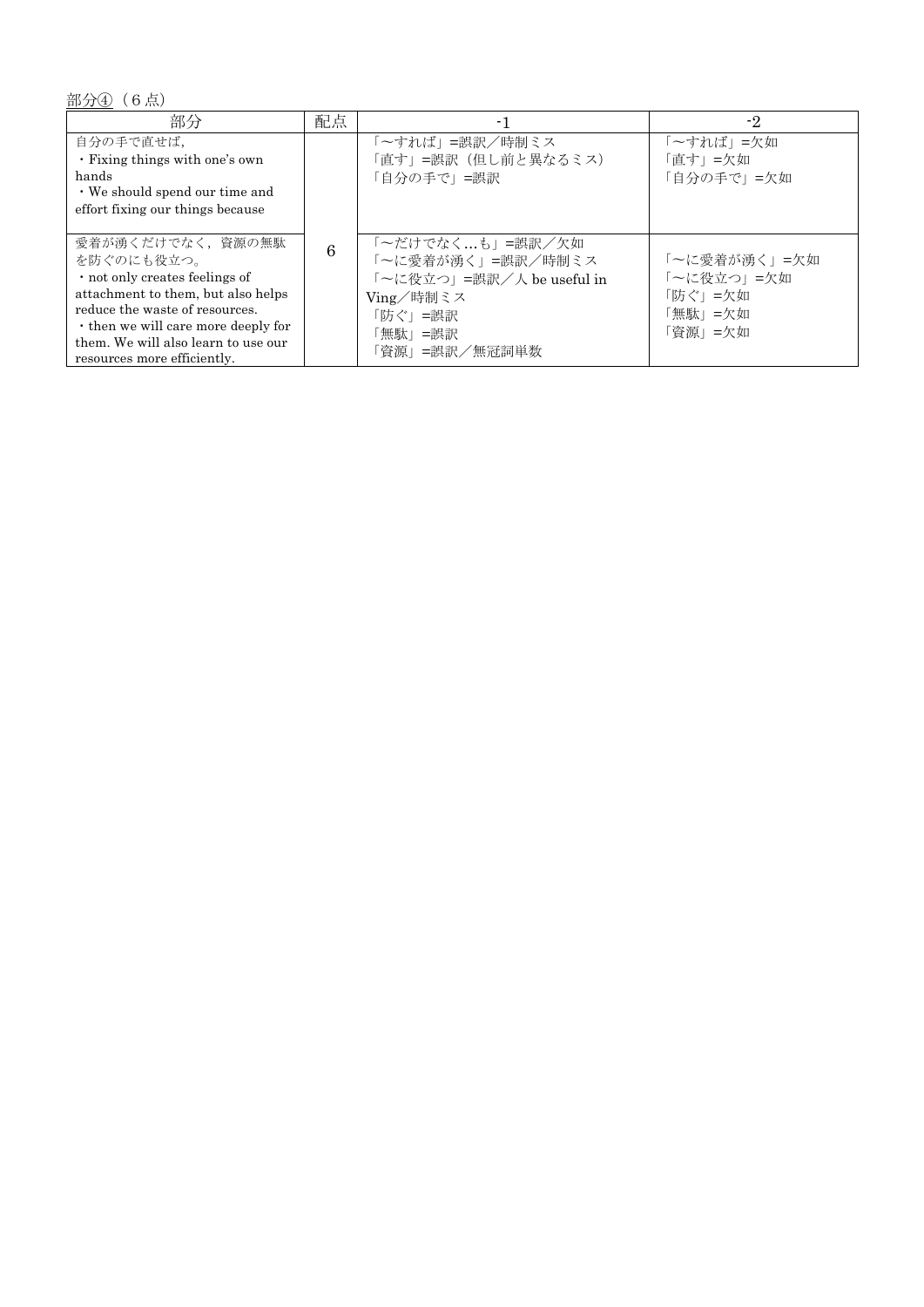部分④（6点）

| 部分 | 配点 | -1 | -2 |
|---|---|---|---|
| 自分の手で直せば,<br>・Fixing things with one's own hands<br>・We should spend our time and effort fixing our things because | 6 | 「～すれば」=誤訳／時制ミス<br>「直す」=誤訳（但し前と異なるミス）<br>「自分の手で」=誤訳 | 「～すれば」=欠如<br>「直す」=欠如<br>「自分の手で」=欠如 |
| 愛着が湧くだけでなく，資源の無駄を防ぐのにも役立つ。<br>・not only creates feelings of attachment to them, but also helps reduce the waste of resources.<br>・then we will care more deeply for them. We will also learn to use our resources more efficiently. | | 「～だけでなく…も」=誤訳／欠如<br>「～に愛着が湧く」=誤訳／時制ミス<br>「～に役立つ」=誤訳／人 be useful in Ving／時制ミス<br>「防ぐ」=誤訳<br>「無駄」=誤訳<br>「資源」=誤訳／無冠詞単数 | 「～に愛着が湧く」=欠如<br>「～に役立つ」=欠如<br>「防ぐ」=欠如<br>「無駄」=欠如<br>「資源」=欠如 |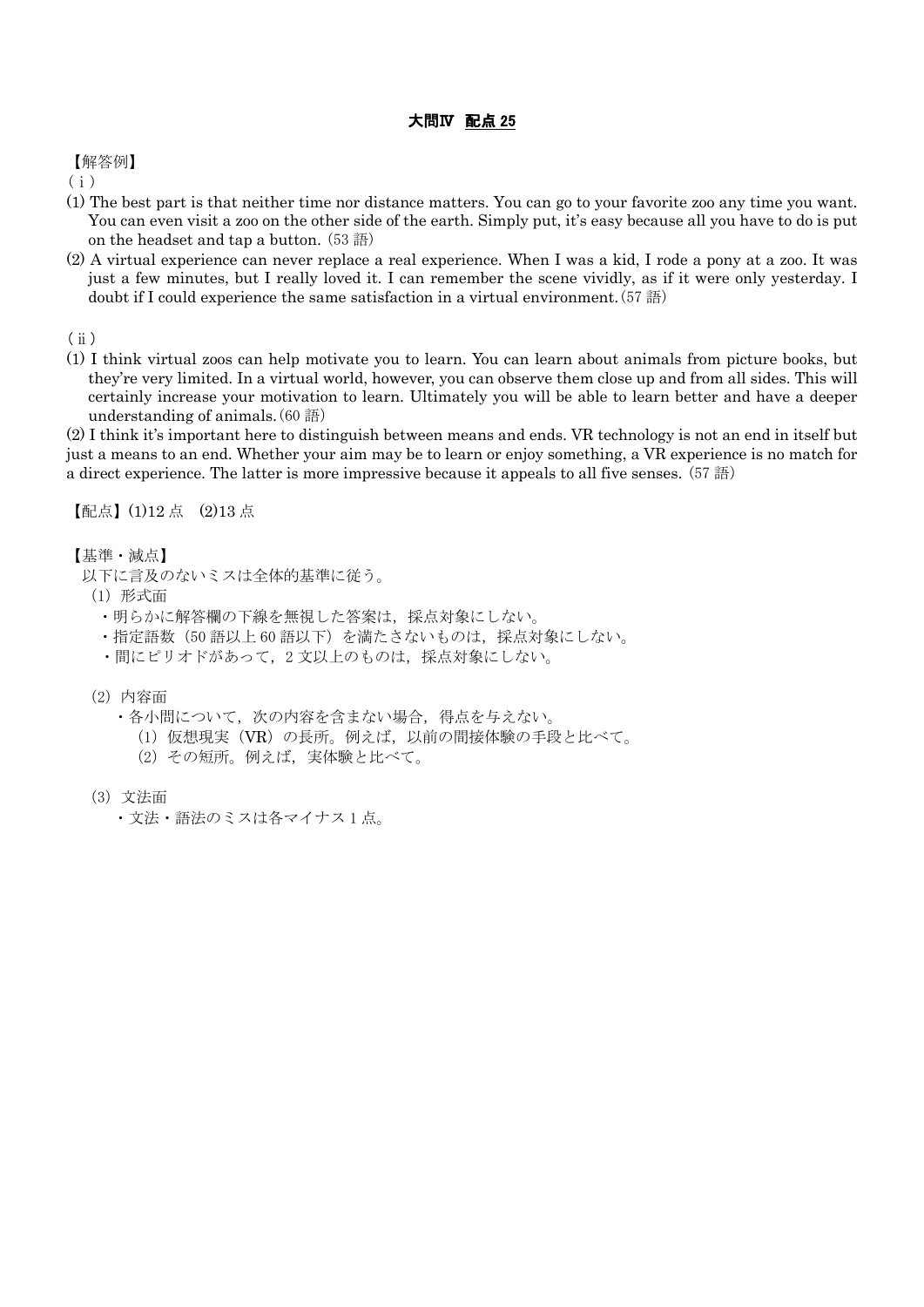## 大問Ⅳ　配点 25

【解答例】

(ⅰ)

(1) The best part is that neither time nor distance matters. You can go to your favorite zoo any time you want. You can even visit a zoo on the other side of the earth. Simply put, it's easy because all you have to do is put on the headset and tap a button.（53 語）

(2) A virtual experience can never replace a real experience. When I was a kid, I rode a pony at a zoo. It was just a few minutes, but I really loved it. I can remember the scene vividly, as if it were only yesterday. I doubt if I could experience the same satisfaction in a virtual environment.（57 語）

(ⅱ)

(1) I think virtual zoos can help motivate you to learn. You can learn about animals from picture books, but they're very limited. In a virtual world, however, you can observe them close up and from all sides. This will certainly increase your motivation to learn. Ultimately you will be able to learn better and have a deeper understanding of animals.（60 語）

(2) I think it's important here to distinguish between means and ends. VR technology is not an end in itself but just a means to an end. Whether your aim may be to learn or enjoy something, a VR experience is no match for a direct experience. The latter is more impressive because it appeals to all five senses.（57 語）

【配点】(1)12 点　(2)13 点

【基準・減点】

以下に言及のないミスは全体的基準に従う。

（1）形式面

- 明らかに解答欄の下線を無視した答案は，採点対象にしない。
- 指定語数（50 語以上 60 語以下）を満たさないものは，採点対象にしない。
- 間にピリオドがあって，2 文以上のものは，採点対象にしない。

（2）内容面

- 各小問について，次の内容を含まない場合，得点を与えない。
  - （1）仮想現実（VR）の長所。例えば，以前の間接体験の手段と比べて。
  - （2）その短所。例えば，実体験と比べて。

（3）文法面

- 文法・語法のミスは各マイナス 1 点。